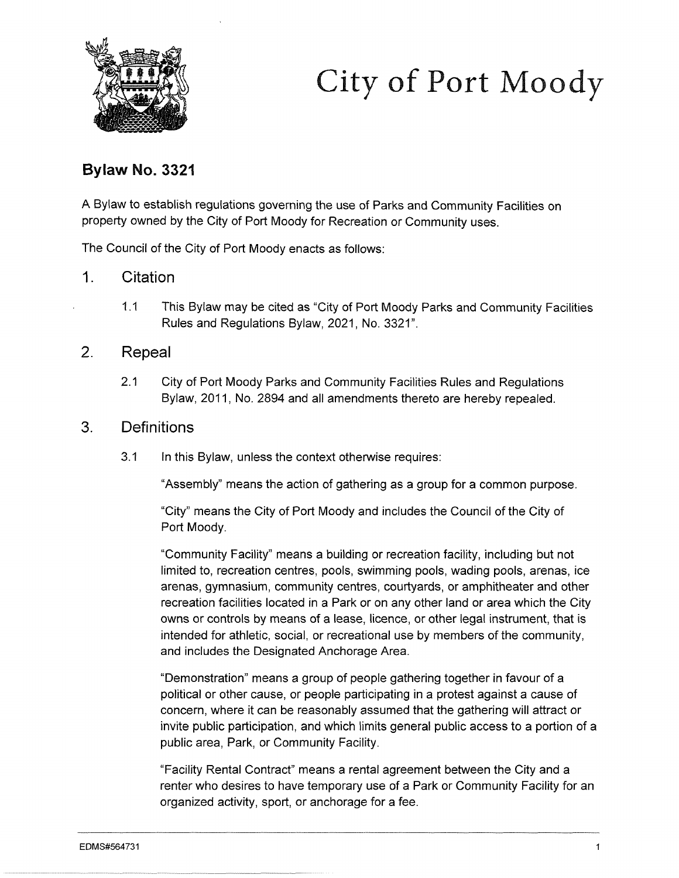# City of Port Moody

## Bylaw No. 3321

A Bylaw to establish regulations governing the use of Parks and Community Facilities on property owned by the City of Port Moody for Recreation or Community uses.

The Council of the City of Port Moody enacts as follows:

### 1. Citation

1.1 This Bylaw may be cited as "City of Port Moody Parks and Community Facilities Rules and Regulations Bylaw, 2021, No. 3321".

### 2. Repeal

2.1 City of Port Moody Parks and Community Facilities Rules and Regulations Bylaw, 2011, No. 2894 and all amendments thereto are hereby repealed.

### 3. Definitions

3.1 In this Bylaw, unless the context otherwise requires:

"Assembly" means the action of gathering as a group for a common purpose.

"City" means the City of Port Moody and includes the Council of the City of Port Moody.

"Community Facility" means a building or recreation facility, including but not limited to, recreation centres, pools, swimming pools, wading pools, arenas, ice arenas, gymnasium, community centres, courtyards, or amphitheater and other recreation facilities located in a Park or on any other land or area which the City owns or controls by means of a lease, licence, or other legal instrument, that is intended for athletic, social, or recreational use by members of the community, and includes the Designated Anchorage Area.

"Demonstration" means a group of people gathering together in favour of a political or other cause, or people participating in a protest against a cause of concern, where it can be reasonably assumed that the gathering will attract or invite public participation, and which limits general public access to a portion of a public area, Park, or Community Facility.

"Facility Rental Contract" means a rental agreement between the City and a renter who desires to have temporary use of a Park or Community Facility for an organized activity, sport, or anchorage for a fee.

EDMS#564731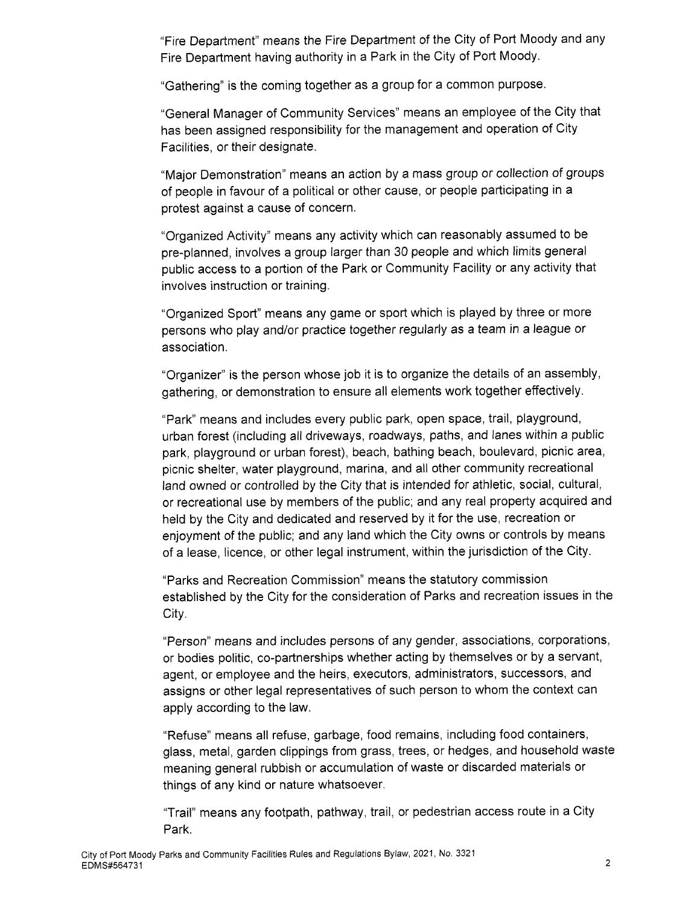"Fire Department" means the Fire Department of the City of Port Moody and any Fire Department having authority in a Park in the City of Port Moody.

"Gathering" is the coming together as a group for a common purpose.

"General Manager of Community Services" means an employee of the City that has been assigned responsibility for the management and operation of City Facilities, or their designate.

"Major Demonstration" means an action by a mass group or collection of groups of people in favour of a political or other cause, or people participating in a protest against a cause of concern.

"Organized Activity" means any activity which can reasonably assumed to be pre-planned, involves a group larger than 30 people and which limits general public access to a portion of the Park or Community Facility or any activity that involves instruction or training.

"Organized Sport" means any game or sport which is played by three or more persons who play and/or practice together regularly as a team in a league or association.

"Organizer" is the person whose job it is to organize the details of an assembly, gathering, or demonstration to ensure all elements work together effectively.

"Park" means and includes every public park, open space, trail, playground, urban forest (including all driveways, roadways, paths, and lanes within a public park, playground or urban forest), beach, bathing beach, boulevard, picnic area, picnic shelter, water playground, marina, and all other community recreational land owned or controlled by the City that is intended for athletic, social, cultural, or recreational use by members of the public; and any real property acquired and held by the City and dedicated and reserved by it for the use, recreation or enjoyment of the public; and any land which the City owns or controls by means of a lease, licence, or other legal instrument, within the jurisdiction of the City.

"Parks and Recreation Commission" means the statutory commission established by the City for the consideration of Parks and recreation issues in the City.

"Person" means and includes persons of any gender, associations, corporations, or bodies politic, co-partnerships whether acting by themselves or by a servant, agent, or employee and the heirs, executors, administrators, successors, and assigns or other legal representatives of such person to whom the context can apply according to the law.

"Refuse" means all refuse, garbage, food remains, including food containers, glass, metal, garden clippings from grass, trees, or hedges, and household waste meaning general rubbish or accumulation of waste or discarded materials or things of any kind or nature whatsoever.

"Trail" means any footpath, pathway, trail, or pedestrian access route in a City Park.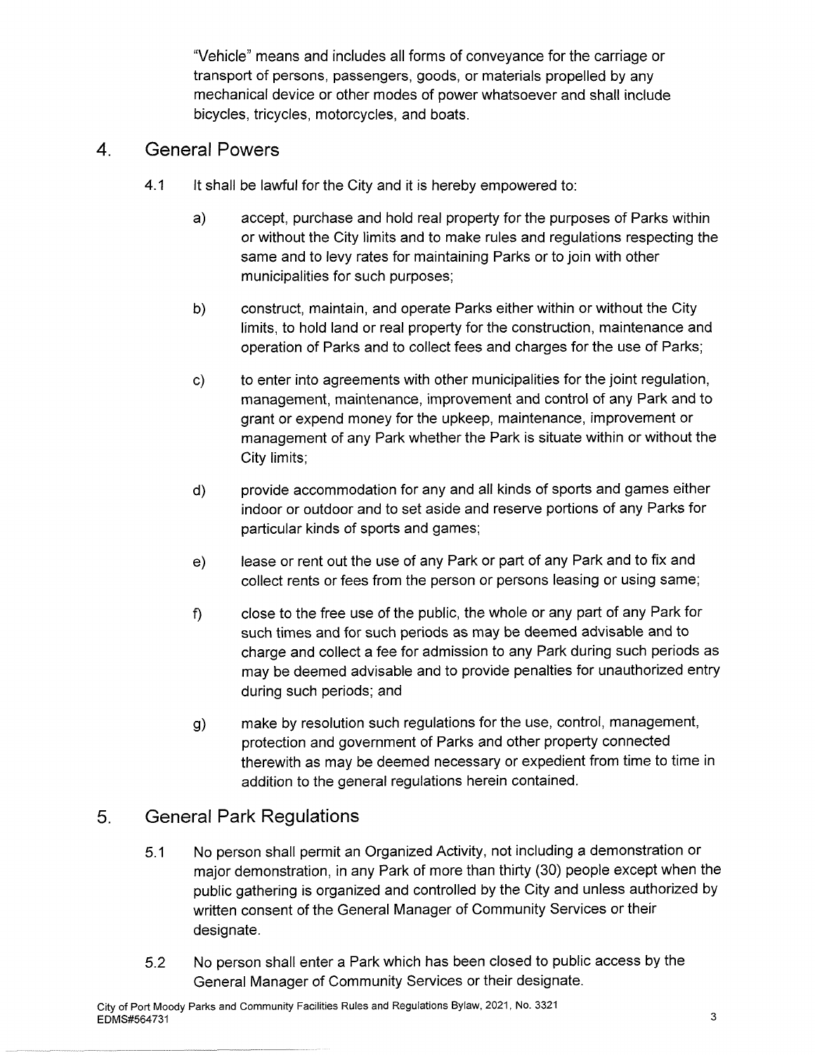"Vehicle" means and includes all forms of conveyance for the carriage or transport of persons, passengers, goods, or materials propelled by any mechanical device or other modes of power whatsoever and shall include bicycles, tricycles, motorcycles, and boats.

## 4. General Powers

4.1 It shall be lawful for the City and it is hereby empowered to:

a) accept, purchase and hold real property for the purposes of Parks within or without the City limits and to make rules and regulations respecting the same and to levy rates for maintaining Parks or to join with other municipalities for such purposes;

b) construct, maintain, and operate Parks either within or without the City limits, to hold land or real property for the construction, maintenance and operation of Parks and to collect fees and charges for the use of Parks;

c) to enter into agreements with other municipalities for the joint regulation, management, maintenance, improvement and control of any Park and to grant or expend money for the upkeep, maintenance, improvement or management of any Park whether the Park is situate within or without the City limits;

d) provide accommodation for any and all kinds of sports and games either indoor or outdoor and to set aside and reserve portions of any Parks for particular kinds of sports and games;

e) lease or rent out the use of any Park or part of any Park and to fix and collect rents or fees from the person or persons leasing or using same;

f) close to the free use of the public, the whole or any part of any Park for such times and for such periods as may be deemed advisable and to charge and collect a fee for admission to any Park during such periods as may be deemed advisable and to provide penalties for unauthorized entry during such periods; and

g) make by resolution such regulations for the use, control, management, protection and government of Parks and other property connected therewith as may be deemed necessary or expedient from time to time in addition to the general regulations herein contained.

## 5. General Park Regulations

5.1 No person shall permit an Organized Activity, not including a demonstration or major demonstration, in any Park of more than thirty (30) people except when the public gathering is organized and controlled by the City and unless authorized by written consent of the General Manager of Community Services or their designate.

5.2 No person shall enter a Park which has been closed to public access by the General Manager of Community Services or their designate.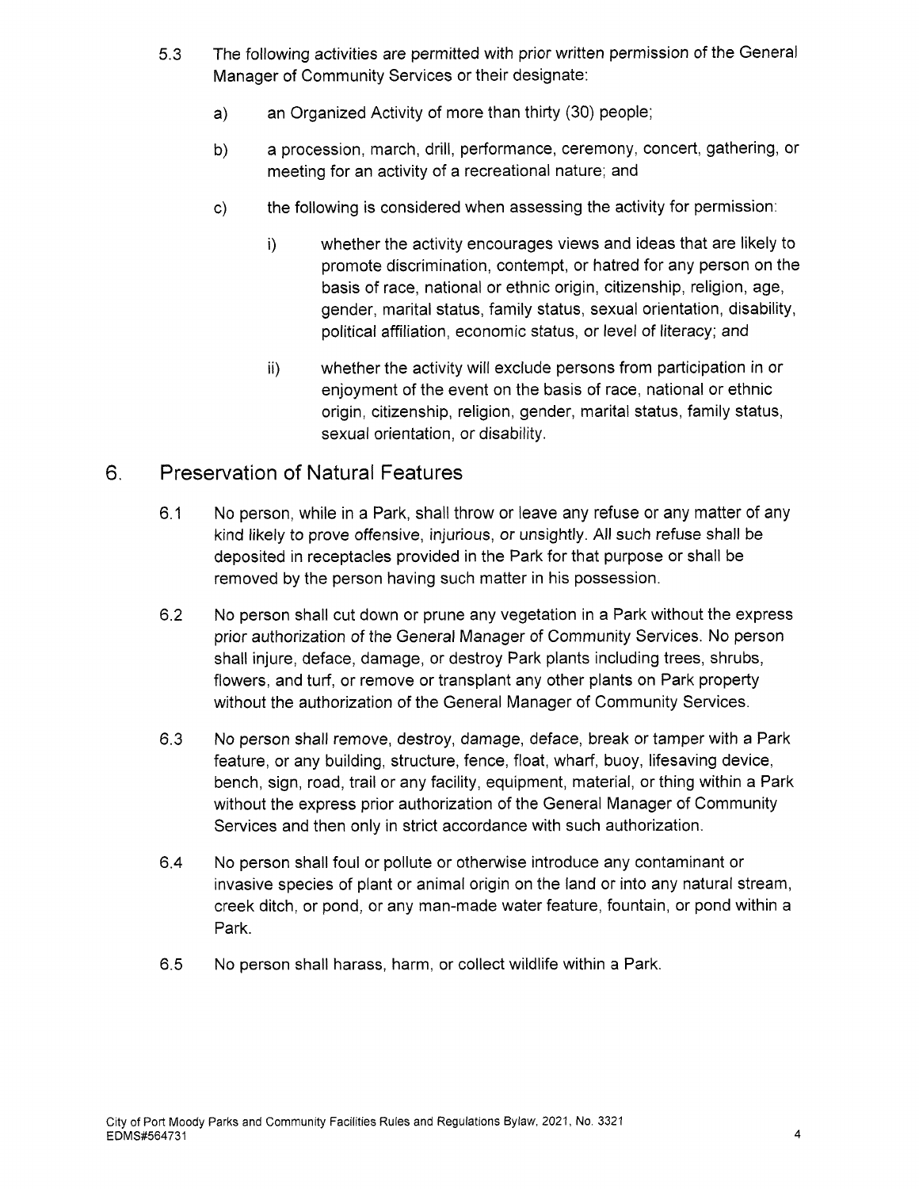5.3 The following activities are permitted with prior written permission of the General Manager of Community Services or their designate:

   a) an Organized Activity of more than thirty (30) people;

   b) a procession, march, drill, performance, ceremony, concert, gathering, or meeting for an activity of a recreational nature; and

   c) the following is considered when assessing the activity for permission:

      i) whether the activity encourages views and ideas that are likely to promote discrimination, contempt, or hatred for any person on the basis of race, national or ethnic origin, citizenship, religion, age, gender, marital status, family status, sexual orientation, disability, political affiliation, economic status, or level of literacy; and

      ii) whether the activity will exclude persons from participation in or enjoyment of the event on the basis of race, national or ethnic origin, citizenship, religion, gender, marital status, family status, sexual orientation, or disability.

## 6. Preservation of Natural Features

6.1 No person, while in a Park, shall throw or leave any refuse or any matter of any kind likely to prove offensive, injurious, or unsightly. All such refuse shall be deposited in receptacles provided in the Park for that purpose or shall be removed by the person having such matter in his possession.

6.2 No person shall cut down or prune any vegetation in a Park without the express prior authorization of the General Manager of Community Services. No person shall injure, deface, damage, or destroy Park plants including trees, shrubs, flowers, and turf, or remove or transplant any other plants on Park property without the authorization of the General Manager of Community Services.

6.3 No person shall remove, destroy, damage, deface, break or tamper with a Park feature, or any building, structure, fence, float, wharf, buoy, lifesaving device, bench, sign, road, trail or any facility, equipment, material, or thing within a Park without the express prior authorization of the General Manager of Community Services and then only in strict accordance with such authorization.

6.4 No person shall foul or pollute or otherwise introduce any contaminant or invasive species of plant or animal origin on the land or into any natural stream, creek ditch, or pond, or any man-made water feature, fountain, or pond within a Park.

6.5 No person shall harass, harm, or collect wildlife within a Park.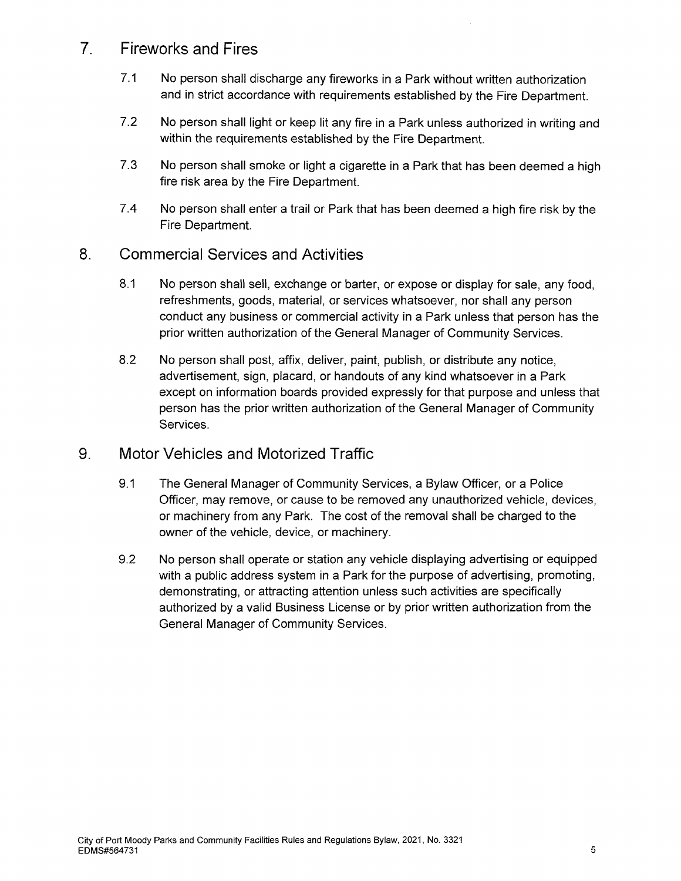## 7. Fireworks and Fires

7.1 No person shall discharge any fireworks in a Park without written authorization and in strict accordance with requirements established by the Fire Department.

7.2 No person shall light or keep lit any fire in a Park unless authorized in writing and within the requirements established by the Fire Department.

7.3 No person shall smoke or light a cigarette in a Park that has been deemed a high fire risk area by the Fire Department.

7.4 No person shall enter a trail or Park that has been deemed a high fire risk by the Fire Department.

## 8. Commercial Services and Activities

8.1 No person shall sell, exchange or barter, or expose or display for sale, any food, refreshments, goods, material, or services whatsoever, nor shall any person conduct any business or commercial activity in a Park unless that person has the prior written authorization of the General Manager of Community Services.

8.2 No person shall post, affix, deliver, paint, publish, or distribute any notice, advertisement, sign, placard, or handouts of any kind whatsoever in a Park except on information boards provided expressly for that purpose and unless that person has the prior written authorization of the General Manager of Community Services.

## 9. Motor Vehicles and Motorized Traffic

9.1 The General Manager of Community Services, a Bylaw Officer, or a Police Officer, may remove, or cause to be removed any unauthorized vehicle, devices, or machinery from any Park. The cost of the removal shall be charged to the owner of the vehicle, device, or machinery.

9.2 No person shall operate or station any vehicle displaying advertising or equipped with a public address system in a Park for the purpose of advertising, promoting, demonstrating, or attracting attention unless such activities are specifically authorized by a valid Business License or by prior written authorization from the General Manager of Community Services.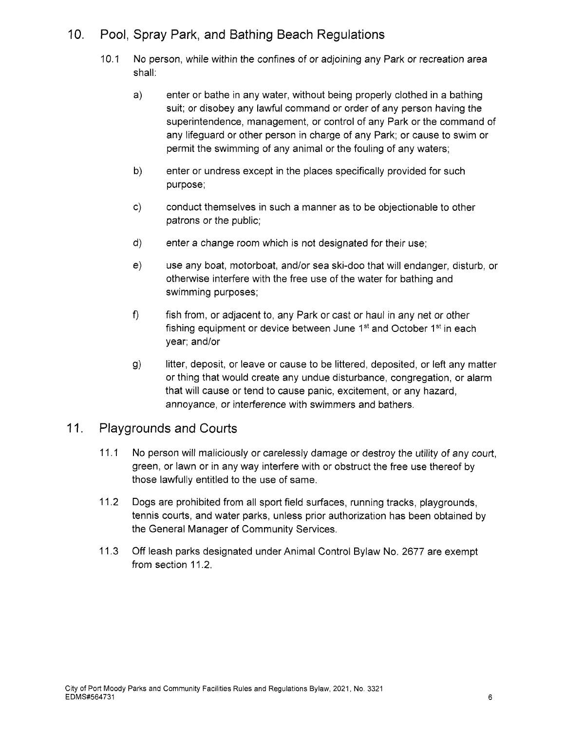## 10. Pool, Spray Park, and Bathing Beach Regulations

10.1 No person, while within the confines of or adjoining any Park or recreation area shall:

a) enter or bathe in any water, without being properly clothed in a bathing suit; or disobey any lawful command or order of any person having the superintendence, management, or control of any Park or the command of any lifeguard or other person in charge of any Park; or cause to swim or permit the swimming of any animal or the fouling of any waters;

b) enter or undress except in the places specifically provided for such purpose;

c) conduct themselves in such a manner as to be objectionable to other patrons or the public;

d) enter a change room which is not designated for their use;

e) use any boat, motorboat, and/or sea ski-doo that will endanger, disturb, or otherwise interfere with the free use of the water for bathing and swimming purposes;

f) fish from, or adjacent to, any Park or cast or haul in any net or other fishing equipment or device between June 1st and October 1st in each year; and/or

g) litter, deposit, or leave or cause to be littered, deposited, or left any matter or thing that would create any undue disturbance, congregation, or alarm that will cause or tend to cause panic, excitement, or any hazard, annoyance, or interference with swimmers and bathers.

## 11. Playgrounds and Courts

11.1 No person will maliciously or carelessly damage or destroy the utility of any court, green, or lawn or in any way interfere with or obstruct the free use thereof by those lawfully entitled to the use of same.

11.2 Dogs are prohibited from all sport field surfaces, running tracks, playgrounds, tennis courts, and water parks, unless prior authorization has been obtained by the General Manager of Community Services.

11.3 Off leash parks designated under Animal Control Bylaw No. 2677 are exempt from section 11.2.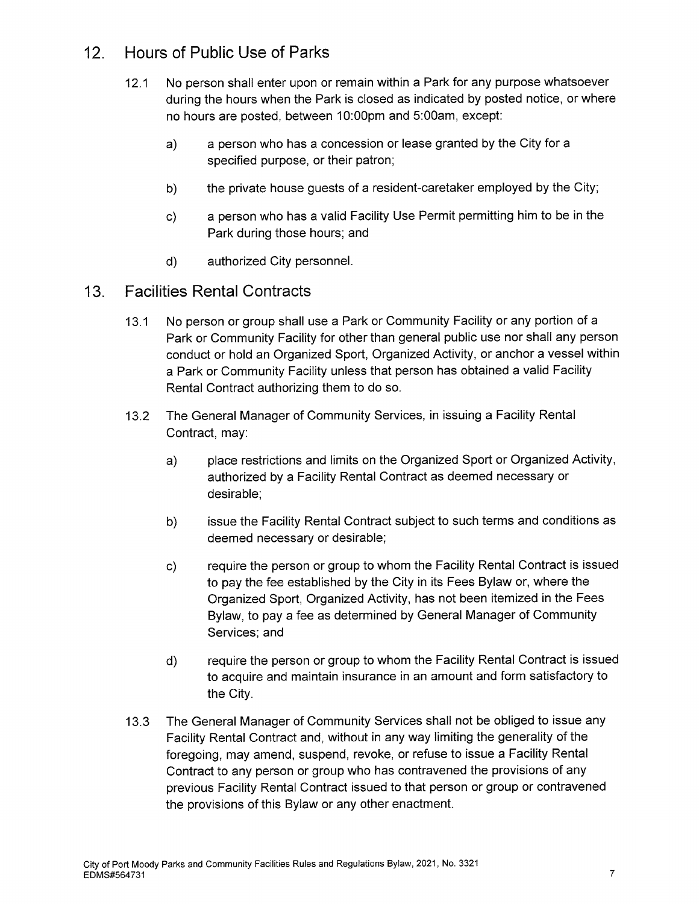## 12. Hours of Public Use of Parks

12.1 No person shall enter upon or remain within a Park for any purpose whatsoever during the hours when the Park is closed as indicated by posted notice, or where no hours are posted, between 10:00pm and 5:00am, except:

a) a person who has a concession or lease granted by the City for a specified purpose, or their patron;

b) the private house guests of a resident-caretaker employed by the City;

c) a person who has a valid Facility Use Permit permitting him to be in the Park during those hours; and

d) authorized City personnel.

## 13. Facilities Rental Contracts

13.1 No person or group shall use a Park or Community Facility or any portion of a Park or Community Facility for other than general public use nor shall any person conduct or hold an Organized Sport, Organized Activity, or anchor a vessel within a Park or Community Facility unless that person has obtained a valid Facility Rental Contract authorizing them to do so.

13.2 The General Manager of Community Services, in issuing a Facility Rental Contract, may:

a) place restrictions and limits on the Organized Sport or Organized Activity, authorized by a Facility Rental Contract as deemed necessary or desirable;

b) issue the Facility Rental Contract subject to such terms and conditions as deemed necessary or desirable;

c) require the person or group to whom the Facility Rental Contract is issued to pay the fee established by the City in its Fees Bylaw or, where the Organized Sport, Organized Activity, has not been itemized in the Fees Bylaw, to pay a fee as determined by General Manager of Community Services; and

d) require the person or group to whom the Facility Rental Contract is issued to acquire and maintain insurance in an amount and form satisfactory to the City.

13.3 The General Manager of Community Services shall not be obliged to issue any Facility Rental Contract and, without in any way limiting the generality of the foregoing, may amend, suspend, revoke, or refuse to issue a Facility Rental Contract to any person or group who has contravened the provisions of any previous Facility Rental Contract issued to that person or group or contravened the provisions of this Bylaw or any other enactment.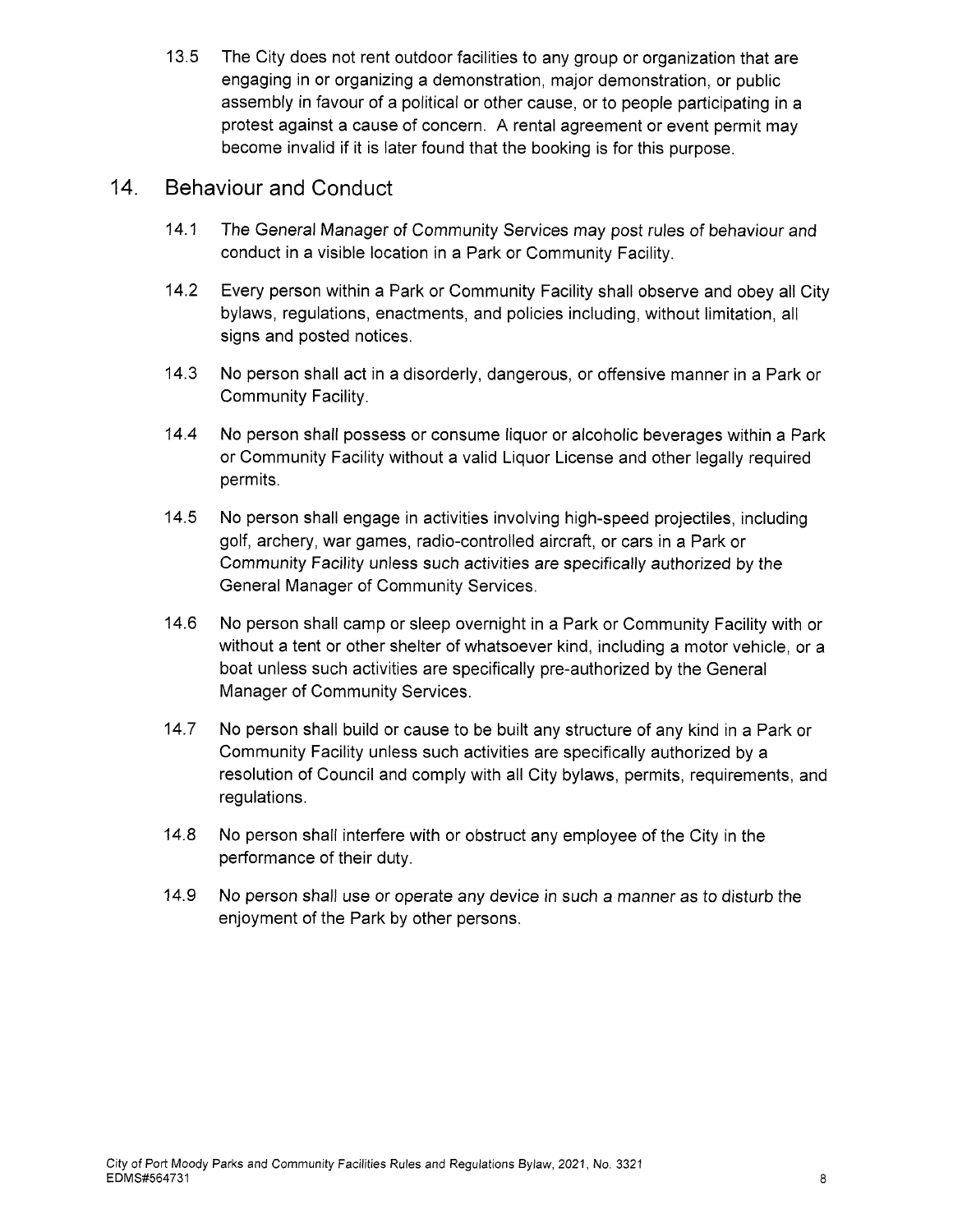13.5 The City does not rent outdoor facilities to any group or organization that are engaging in or organizing a demonstration, major demonstration, or public assembly in favour of a political or other cause, or to people participating in a protest against a cause of concern. A rental agreement or event permit may become invalid if it is later found that the booking is for this purpose.

## 14. Behaviour and Conduct

14.1 The General Manager of Community Services may post rules of behaviour and conduct in a visible location in a Park or Community Facility.

14.2 Every person within a Park or Community Facility shall observe and obey all City bylaws, regulations, enactments, and policies including, without limitation, all signs and posted notices.

14.3 No person shall act in a disorderly, dangerous, or offensive manner in a Park or Community Facility.

14.4 No person shall possess or consume liquor or alcoholic beverages within a Park or Community Facility without a valid Liquor License and other legally required permits.

14.5 No person shall engage in activities involving high-speed projectiles, including golf, archery, war games, radio-controlled aircraft, or cars in a Park or Community Facility unless such activities are specifically authorized by the General Manager of Community Services.

14.6 No person shall camp or sleep overnight in a Park or Community Facility with or without a tent or other shelter of whatsoever kind, including a motor vehicle, or a boat unless such activities are specifically pre-authorized by the General Manager of Community Services.

14.7 No person shall build or cause to be built any structure of any kind in a Park or Community Facility unless such activities are specifically authorized by a resolution of Council and comply with all City bylaws, permits, requirements, and regulations.

14.8 No person shall interfere with or obstruct any employee of the City in the performance of their duty.

14.9 No person shall use or operate any device in such a manner as to disturb the enjoyment of the Park by other persons.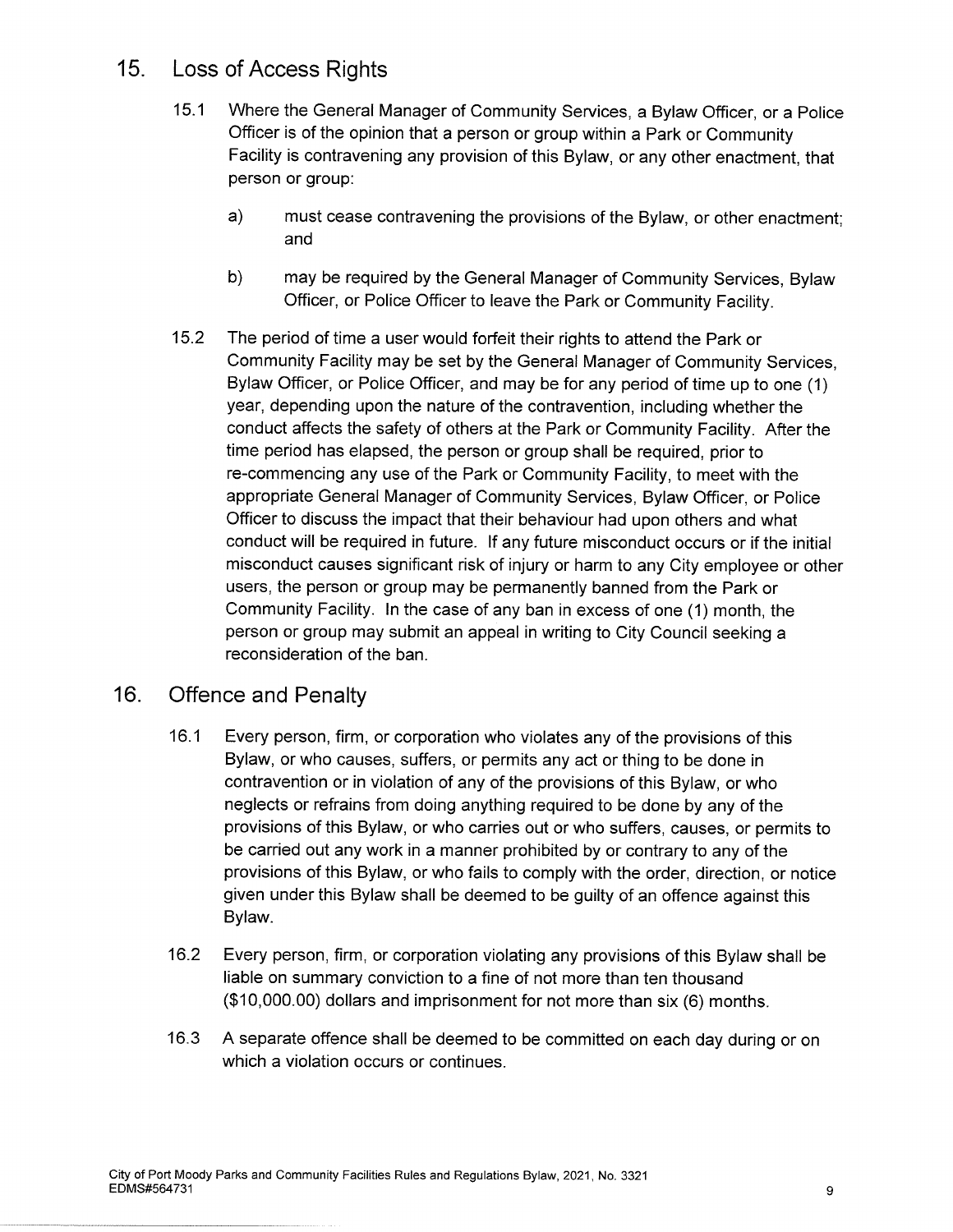## 15. Loss of Access Rights

15.1 Where the General Manager of Community Services, a Bylaw Officer, or a Police Officer is of the opinion that a person or group within a Park or Community Facility is contravening any provision of this Bylaw, or any other enactment, that person or group:

a) must cease contravening the provisions of the Bylaw, or other enactment; and

b) may be required by the General Manager of Community Services, Bylaw Officer, or Police Officer to leave the Park or Community Facility.

15.2 The period of time a user would forfeit their rights to attend the Park or Community Facility may be set by the General Manager of Community Services, Bylaw Officer, or Police Officer, and may be for any period of time up to one (1) year, depending upon the nature of the contravention, including whether the conduct affects the safety of others at the Park or Community Facility. After the time period has elapsed, the person or group shall be required, prior to re-commencing any use of the Park or Community Facility, to meet with the appropriate General Manager of Community Services, Bylaw Officer, or Police Officer to discuss the impact that their behaviour had upon others and what conduct will be required in future. If any future misconduct occurs or if the initial misconduct causes significant risk of injury or harm to any City employee or other users, the person or group may be permanently banned from the Park or Community Facility. In the case of any ban in excess of one (1) month, the person or group may submit an appeal in writing to City Council seeking a reconsideration of the ban.

## 16. Offence and Penalty

16.1 Every person, firm, or corporation who violates any of the provisions of this Bylaw, or who causes, suffers, or permits any act or thing to be done in contravention or in violation of any of the provisions of this Bylaw, or who neglects or refrains from doing anything required to be done by any of the provisions of this Bylaw, or who carries out or who suffers, causes, or permits to be carried out any work in a manner prohibited by or contrary to any of the provisions of this Bylaw, or who fails to comply with the order, direction, or notice given under this Bylaw shall be deemed to be guilty of an offence against this Bylaw.

16.2 Every person, firm, or corporation violating any provisions of this Bylaw shall be liable on summary conviction to a fine of not more than ten thousand ($10,000.00) dollars and imprisonment for not more than six (6) months.

16.3 A separate offence shall be deemed to be committed on each day during or on which a violation occurs or continues.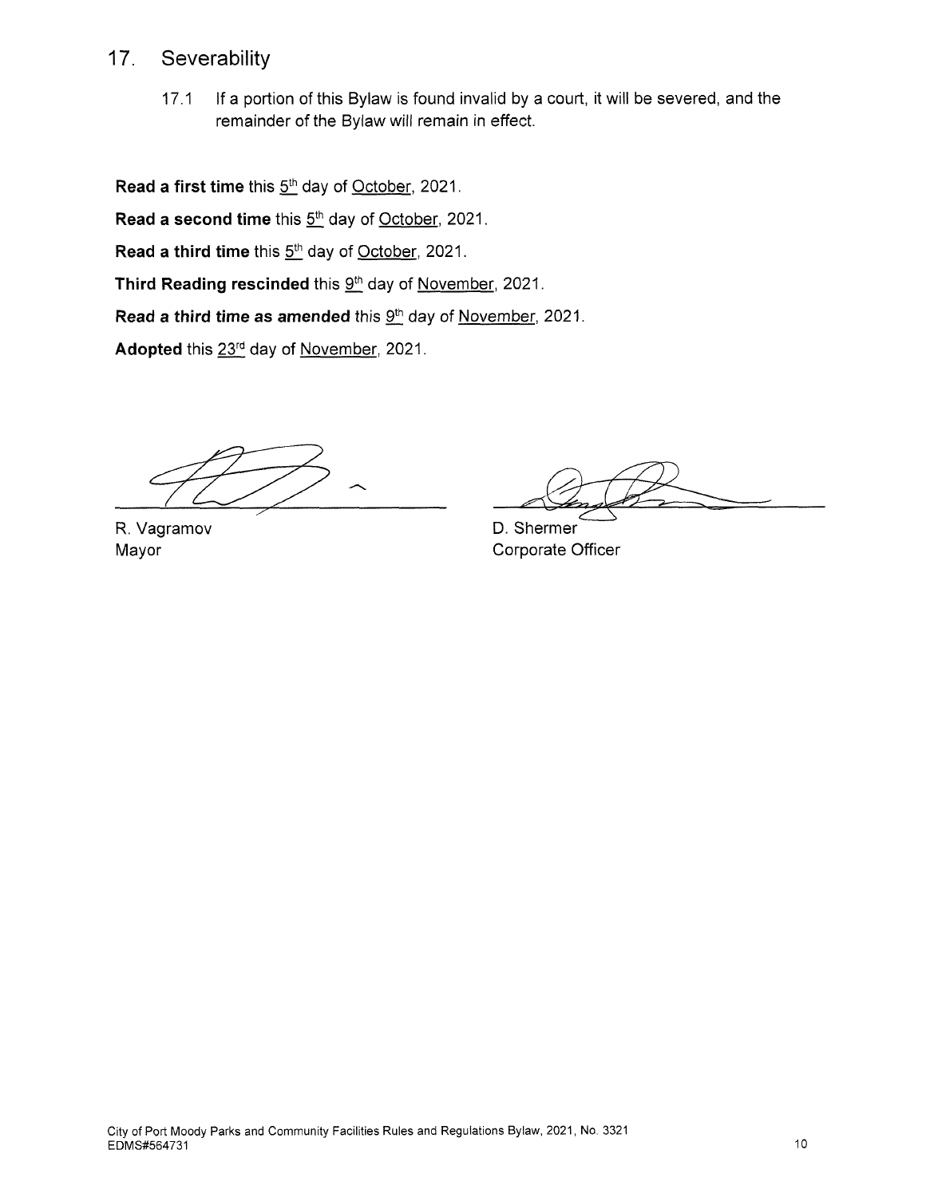## 17. Severability

17.1 If a portion of this Bylaw is found invalid by a court, it will be severed, and the remainder of the Bylaw will remain in effect.

**Read a first time** this 5th day of October, 2021.

**Read a second time** this 5th day of October, 2021.

**Read a third time** this 5th day of October, 2021.

**Third Reading rescinded** this 9th day of November, 2021.

***Read a third time as amended*** this 9th day of November, 2021.

**Adopted** this 23rd day of November, 2021.

R. Vagramov
Mayor

D. Shermer
Corporate Officer